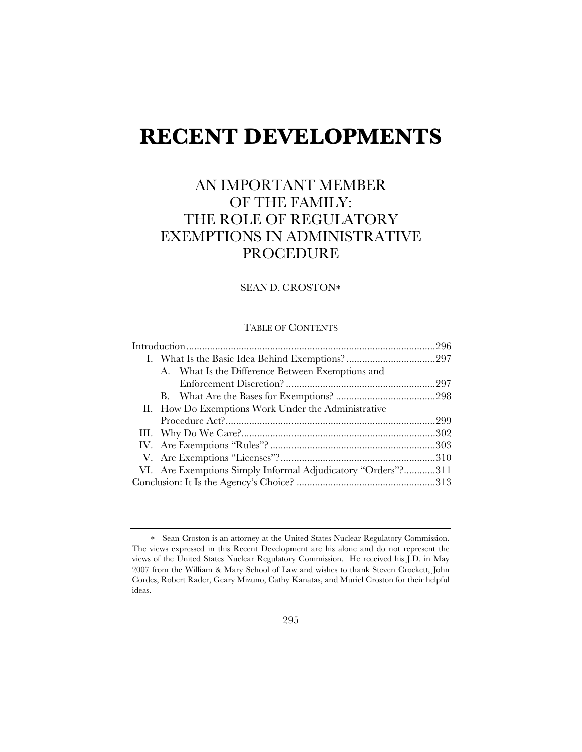# RECENT DEVELOPMENTS

## AN IMPORTANT MEMBER OF THE FAMILY: THE ROLE OF REGULATORY EXEMPTIONS IN ADMINISTRATIVE PROCEDURE

SEAN D. CROSTON*

TABLE OF CONTENTS

Introduction ............................................................................................296
- I. What Is the Basic Idea Behind Exemptions? ..................................297
  - A. What Is the Difference Between Exemptions and Enforcement Discretion? ..........................................................297
  - B. What Are the Bases for Exemptions? .......................................298
- II. How Do Exemptions Work Under the Administrative Procedure Act? ..............................................................................299
- III. Why Do We Care? ..........................................................................302
- IV. Are Exemptions "Rules"? ...............................................................303
- V. Are Exemptions "Licenses"? ...........................................................310
- VI. Are Exemptions Simply Informal Adjudicatory "Orders"? ............311

Conclusion: It Is the Agency's Choice? .....................................................313

---

* Sean Croston is an attorney at the United States Nuclear Regulatory Commission. The views expressed in this Recent Development are his alone and do not represent the views of the United States Nuclear Regulatory Commission. He received his J.D. in May 2007 from the William & Mary School of Law and wishes to thank Steven Crockett, John Cordes, Robert Rader, Geary Mizuno, Cathy Kanatas, and Muriel Croston for their helpful ideas.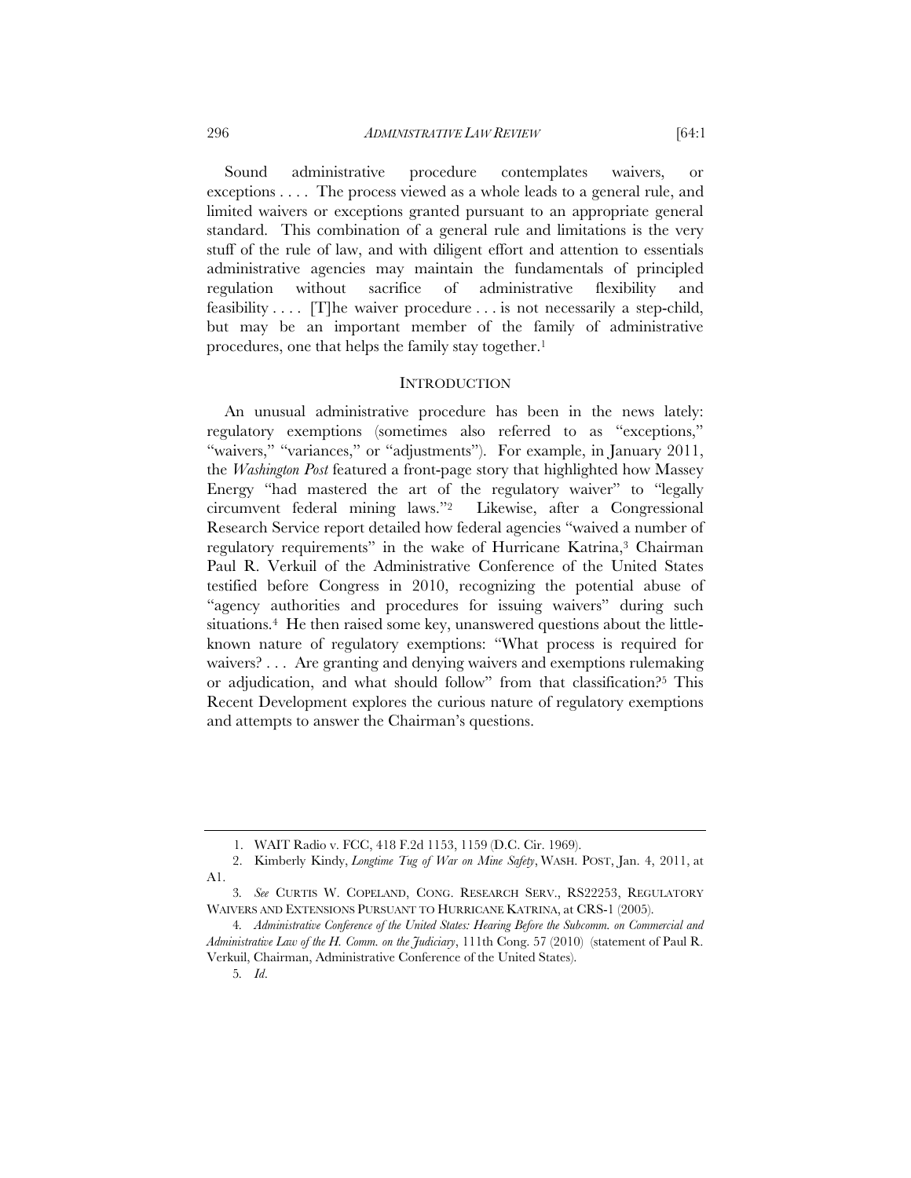Sound administrative procedure contemplates waivers, or exceptions . . . . The process viewed as a whole leads to a general rule, and limited waivers or exceptions granted pursuant to an appropriate general standard. This combination of a general rule and limitations is the very stuff of the rule of law, and with diligent effort and attention to essentials administrative agencies may maintain the fundamentals of principled regulation without sacrifice of administrative flexibility and feasibility . . . . [T]he waiver procedure . . . is not necessarily a step-child, but may be an important member of the family of administrative procedures, one that helps the family stay together.[1]

## INTRODUCTION

An unusual administrative procedure has been in the news lately: regulatory exemptions (sometimes also referred to as "exceptions," "waivers," "variances," or "adjustments"). For example, in January 2011, the *Washington Post* featured a front-page story that highlighted how Massey Energy "had mastered the art of the regulatory waiver" to "legally circumvent federal mining laws."[2] Likewise, after a Congressional Research Service report detailed how federal agencies "waived a number of regulatory requirements" in the wake of Hurricane Katrina,[3] Chairman Paul R. Verkuil of the Administrative Conference of the United States testified before Congress in 2010, recognizing the potential abuse of "agency authorities and procedures for issuing waivers" during such situations.[4] He then raised some key, unanswered questions about the little-known nature of regulatory exemptions: "What process is required for waivers? . . . Are granting and denying waivers and exemptions rulemaking or adjudication, and what should follow" from that classification?[5] This Recent Development explores the curious nature of regulatory exemptions and attempts to answer the Chairman's questions.

---

1. WAIT Radio v. FCC, 418 F.2d 1153, 1159 (D.C. Cir. 1969).

2. Kimberly Kindy, *Longtime Tug of War on Mine Safety*, WASH. POST, Jan. 4, 2011, at A1.

3. *See* CURTIS W. COPELAND, CONG. RESEARCH SERV., RS22253, REGULATORY WAIVERS AND EXTENSIONS PURSUANT TO HURRICANE KATRINA, at CRS-1 (2005).

4. *Administrative Conference of the United States: Hearing Before the Subcomm. on Commercial and Administrative Law of the H. Comm. on the Judiciary*, 111th Cong. 57 (2010) (statement of Paul R. Verkuil, Chairman, Administrative Conference of the United States).

5. *Id.*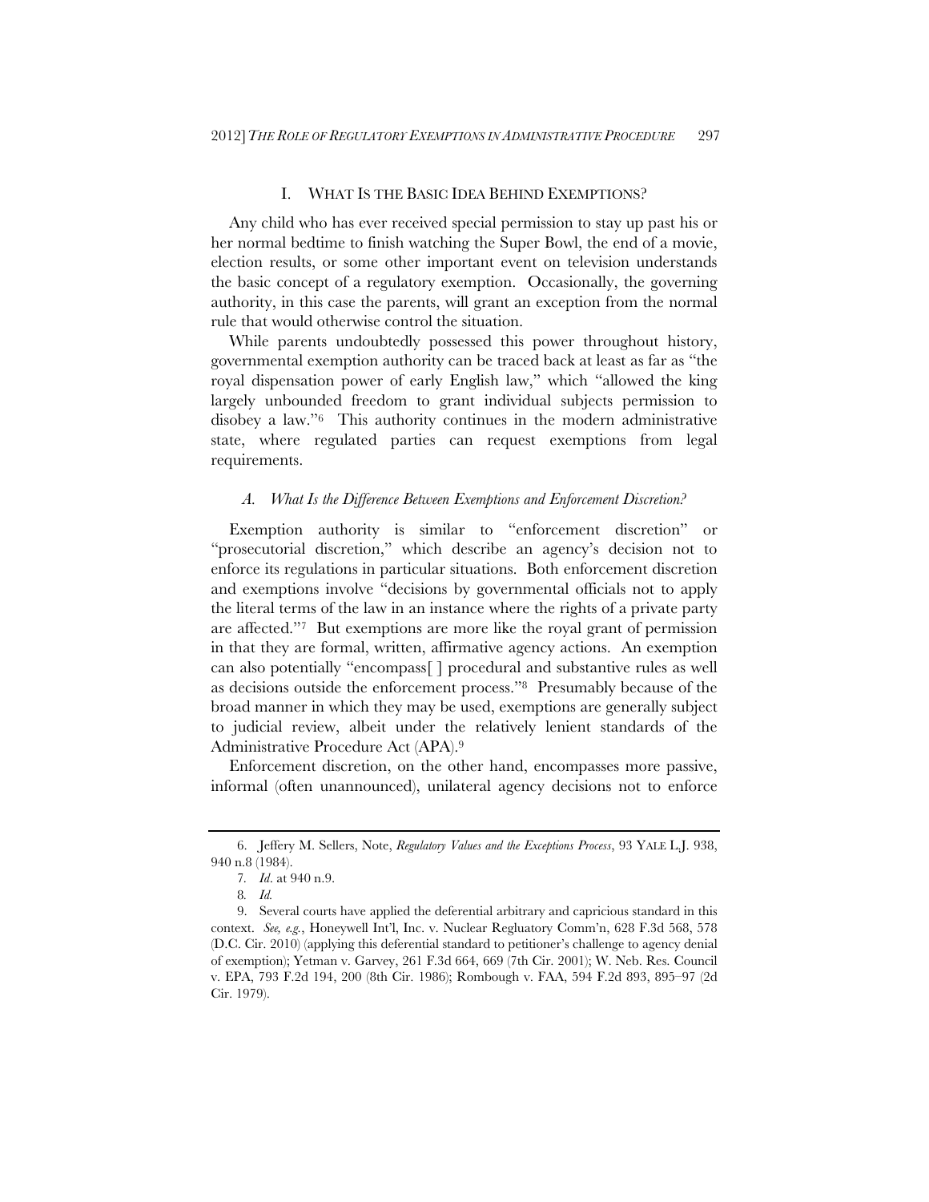## I. WHAT IS THE BASIC IDEA BEHIND EXEMPTIONS?

Any child who has ever received special permission to stay up past his or her normal bedtime to finish watching the Super Bowl, the end of a movie, election results, or some other important event on television understands the basic concept of a regulatory exemption. Occasionally, the governing authority, in this case the parents, will grant an exception from the normal rule that would otherwise control the situation.

While parents undoubtedly possessed this power throughout history, governmental exemption authority can be traced back at least as far as "the royal dispensation power of early English law," which "allowed the king largely unbounded freedom to grant individual subjects permission to disobey a law."[6] This authority continues in the modern administrative state, where regulated parties can request exemptions from legal requirements.

### *A. What Is the Difference Between Exemptions and Enforcement Discretion?*

Exemption authority is similar to "enforcement discretion" or "prosecutorial discretion," which describe an agency's decision not to enforce its regulations in particular situations. Both enforcement discretion and exemptions involve "decisions by governmental officials not to apply the literal terms of the law in an instance where the rights of a private party are affected."[7] But exemptions are more like the royal grant of permission in that they are formal, written, affirmative agency actions. An exemption can also potentially "encompass[ ] procedural and substantive rules as well as decisions outside the enforcement process."[8] Presumably because of the broad manner in which they may be used, exemptions are generally subject to judicial review, albeit under the relatively lenient standards of the Administrative Procedure Act (APA).[9]

Enforcement discretion, on the other hand, encompasses more passive, informal (often unannounced), unilateral agency decisions not to enforce

---

6. Jeffery M. Sellers, Note, *Regulatory Values and the Exceptions Process*, 93 YALE L.J. 938, 940 n.8 (1984).

7. *Id*. at 940 n.9.

8. *Id.*

9. Several courts have applied the deferential arbitrary and capricious standard in this context. *See, e.g.*, Honeywell Int'l, Inc. v. Nuclear Regluatory Comm'n, 628 F.3d 568, 578 (D.C. Cir. 2010) (applying this deferential standard to petitioner's challenge to agency denial of exemption); Yetman v. Garvey, 261 F.3d 664, 669 (7th Cir. 2001); W. Neb. Res. Council v. EPA, 793 F.2d 194, 200 (8th Cir. 1986); Rombough v. FAA, 594 F.2d 893, 895–97 (2d Cir. 1979).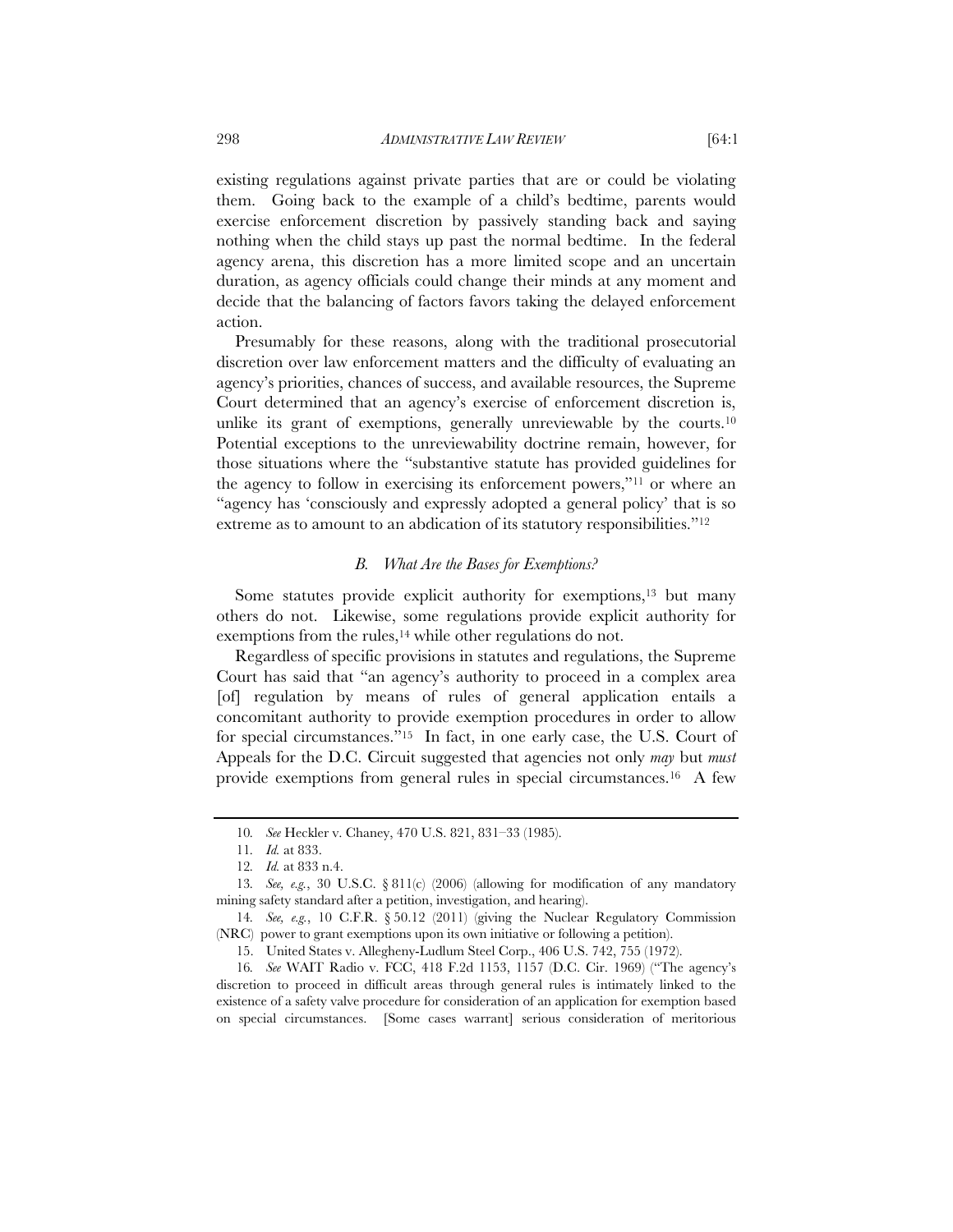existing regulations against private parties that are or could be violating them. Going back to the example of a child's bedtime, parents would exercise enforcement discretion by passively standing back and saying nothing when the child stays up past the normal bedtime. In the federal agency arena, this discretion has a more limited scope and an uncertain duration, as agency officials could change their minds at any moment and decide that the balancing of factors favors taking the delayed enforcement action.

Presumably for these reasons, along with the traditional prosecutorial discretion over law enforcement matters and the difficulty of evaluating an agency's priorities, chances of success, and available resources, the Supreme Court determined that an agency's exercise of enforcement discretion is, unlike its grant of exemptions, generally unreviewable by the courts.[10] Potential exceptions to the unreviewability doctrine remain, however, for those situations where the "substantive statute has provided guidelines for the agency to follow in exercising its enforcement powers,"[11] or where an "agency has 'consciously and expressly adopted a general policy' that is so extreme as to amount to an abdication of its statutory responsibilities."[12]

### *B. What Are the Bases for Exemptions?*

Some statutes provide explicit authority for exemptions,[13] but many others do not. Likewise, some regulations provide explicit authority for exemptions from the rules,[14] while other regulations do not.

Regardless of specific provisions in statutes and regulations, the Supreme Court has said that "an agency's authority to proceed in a complex area [of] regulation by means of rules of general application entails a concomitant authority to provide exemption procedures in order to allow for special circumstances."[15] In fact, in one early case, the U.S. Court of Appeals for the D.C. Circuit suggested that agencies not only *may* but *must* provide exemptions from general rules in special circumstances.[16] A few

---

10. *See* Heckler v. Chaney, 470 U.S. 821, 831–33 (1985).

11. *Id.* at 833.

12. *Id.* at 833 n.4.

13. *See, e.g.*, 30 U.S.C. § 811(c) (2006) (allowing for modification of any mandatory mining safety standard after a petition, investigation, and hearing).

14. *See, e.g.*, 10 C.F.R. § 50.12 (2011) (giving the Nuclear Regulatory Commission (NRC) power to grant exemptions upon its own initiative or following a petition).

15. United States v. Allegheny-Ludlum Steel Corp., 406 U.S. 742, 755 (1972).

16. *See* WAIT Radio v. FCC, 418 F.2d 1153, 1157 (D.C. Cir. 1969) ("The agency's discretion to proceed in difficult areas through general rules is intimately linked to the existence of a safety valve procedure for consideration of an application for exemption based on special circumstances. [Some cases warrant] serious consideration of meritorious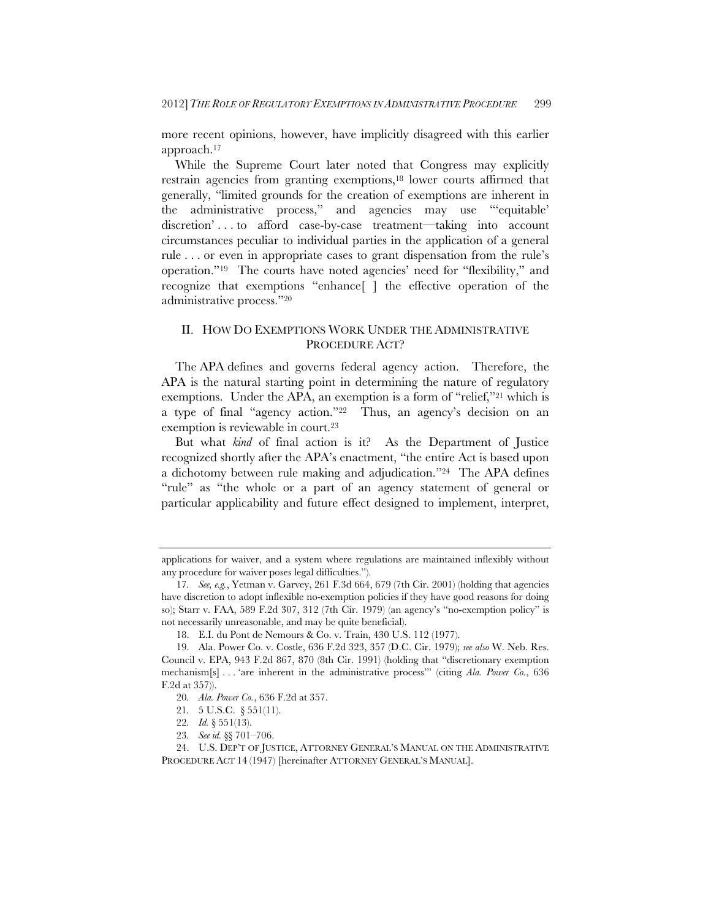more recent opinions, however, have implicitly disagreed with this earlier approach.[17]

While the Supreme Court later noted that Congress may explicitly restrain agencies from granting exemptions,[18] lower courts affirmed that generally, "limited grounds for the creation of exemptions are inherent in the administrative process," and agencies may use "'equitable' discretion' . . . to afford case-by-case treatment—taking into account circumstances peculiar to individual parties in the application of a general rule . . . or even in appropriate cases to grant dispensation from the rule's operation."[19] The courts have noted agencies' need for "flexibility," and recognize that exemptions "enhance[ ] the effective operation of the administrative process."[20]

## II. HOW DO EXEMPTIONS WORK UNDER THE ADMINISTRATIVE PROCEDURE ACT?

The APA defines and governs federal agency action. Therefore, the APA is the natural starting point in determining the nature of regulatory exemptions. Under the APA, an exemption is a form of "relief,"[21] which is a type of final "agency action."[22] Thus, an agency's decision on an exemption is reviewable in court.[23]

But what *kind* of final action is it? As the Department of Justice recognized shortly after the APA's enactment, "the entire Act is based upon a dichotomy between rule making and adjudication."[24] The APA defines "rule" as "the whole or a part of an agency statement of general or particular applicability and future effect designed to implement, interpret,

---

applications for waiver, and a system where regulations are maintained inflexibly without any procedure for waiver poses legal difficulties.").

17. *See, e.g.*, Yetman v. Garvey, 261 F.3d 664, 679 (7th Cir. 2001) (holding that agencies have discretion to adopt inflexible no-exemption policies if they have good reasons for doing so); Starr v. FAA, 589 F.2d 307, 312 (7th Cir. 1979) (an agency's "no-exemption policy" is not necessarily unreasonable, and may be quite beneficial).

18. E.I. du Pont de Nemours & Co. v. Train, 430 U.S. 112 (1977).

19. Ala. Power Co. v. Costle, 636 F.2d 323, 357 (D.C. Cir. 1979); *see also* W. Neb. Res. Council v. EPA, 943 F.2d 867, 870 (8th Cir. 1991) (holding that "discretionary exemption mechanism[s] . . . 'are inherent in the administrative process'" (citing *Ala. Power Co.*, 636 F.2d at 357)).

20. *Ala. Power Co.*, 636 F.2d at 357.

21. 5 U.S.C. § 551(11).

22. *Id.* § 551(13).

23. *See id.* §§ 701–706.

24. U.S. DEP'T OF JUSTICE, ATTORNEY GENERAL'S MANUAL ON THE ADMINISTRATIVE PROCEDURE ACT 14 (1947) [hereinafter ATTORNEY GENERAL'S MANUAL].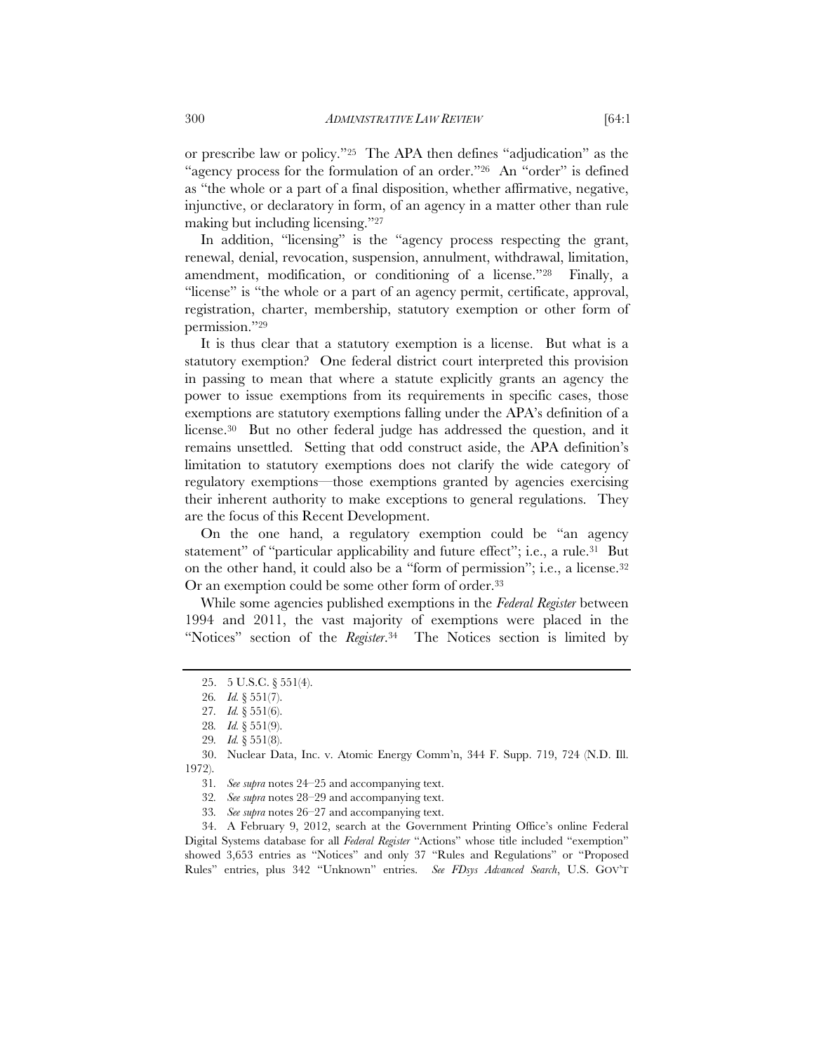or prescribe law or policy."[25] The APA then defines "adjudication" as the "agency process for the formulation of an order."[26] An "order" is defined as "the whole or a part of a final disposition, whether affirmative, negative, injunctive, or declaratory in form, of an agency in a matter other than rule making but including licensing."[27]

In addition, "licensing" is the "agency process respecting the grant, renewal, denial, revocation, suspension, annulment, withdrawal, limitation, amendment, modification, or conditioning of a license."[28] Finally, a "license" is "the whole or a part of an agency permit, certificate, approval, registration, charter, membership, statutory exemption or other form of permission."[29]

It is thus clear that a statutory exemption is a license. But what is a statutory exemption? One federal district court interpreted this provision in passing to mean that where a statute explicitly grants an agency the power to issue exemptions from its requirements in specific cases, those exemptions are statutory exemptions falling under the APA's definition of a license.[30] But no other federal judge has addressed the question, and it remains unsettled. Setting that odd construct aside, the APA definition's limitation to statutory exemptions does not clarify the wide category of regulatory exemptions—those exemptions granted by agencies exercising their inherent authority to make exceptions to general regulations. They are the focus of this Recent Development.

On the one hand, a regulatory exemption could be "an agency statement" of "particular applicability and future effect"; i.e., a rule.[31] But on the other hand, it could also be a "form of permission"; i.e., a license.[32] Or an exemption could be some other form of order.[33]

While some agencies published exemptions in the *Federal Register* between 1994 and 2011, the vast majority of exemptions were placed in the "Notices" section of the *Register*.[34] The Notices section is limited by

---

25. 5 U.S.C. § 551(4).

26. *Id.* § 551(7).

27. *Id.* § 551(6).

28. *Id.* § 551(9).

29. *Id.* § 551(8).

30. Nuclear Data, Inc. v. Atomic Energy Comm'n, 344 F. Supp. 719, 724 (N.D. Ill. 1972).

31. *See supra* notes 24–25 and accompanying text.

32. *See supra* notes 28–29 and accompanying text.

33. *See supra* notes 26–27 and accompanying text.

34. A February 9, 2012, search at the Government Printing Office's online Federal Digital Systems database for all *Federal Register* "Actions" whose title included "exemption" showed 3,653 entries as "Notices" and only 37 "Rules and Regulations" or "Proposed Rules" entries, plus 342 "Unknown" entries. *See FDsys Advanced Search*, U.S. GOV'T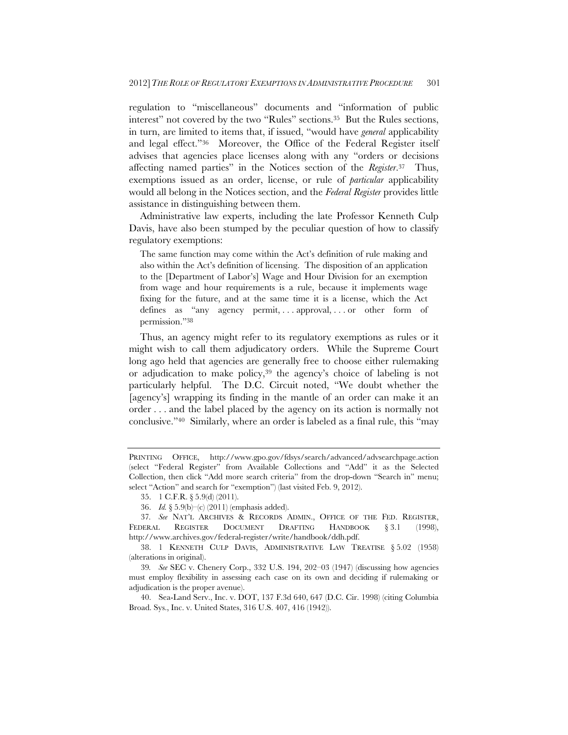regulation to "miscellaneous" documents and "information of public interest" not covered by the two "Rules" sections.[35] But the Rules sections, in turn, are limited to items that, if issued, "would have *general* applicability and legal effect."[36] Moreover, the Office of the Federal Register itself advises that agencies place licenses along with any "orders or decisions affecting named parties" in the Notices section of the *Register*.[37] Thus, exemptions issued as an order, license, or rule of *particular* applicability would all belong in the Notices section, and the *Federal Register* provides little assistance in distinguishing between them.

Administrative law experts, including the late Professor Kenneth Culp Davis, have also been stumped by the peculiar question of how to classify regulatory exemptions:

> The same function may come within the Act's definition of rule making and also within the Act's definition of licensing. The disposition of an application to the [Department of Labor's] Wage and Hour Division for an exemption from wage and hour requirements is a rule, because it implements wage fixing for the future, and at the same time it is a license, which the Act defines as "any agency permit, . . . approval, . . . or other form of permission."[38]

Thus, an agency might refer to its regulatory exemptions as rules or it might wish to call them adjudicatory orders. While the Supreme Court long ago held that agencies are generally free to choose either rulemaking or adjudication to make policy,[39] the agency's choice of labeling is not particularly helpful. The D.C. Circuit noted, "We doubt whether the [agency's] wrapping its finding in the mantle of an order can make it an order . . . and the label placed by the agency on its action is normally not conclusive."[40] Similarly, where an order is labeled as a final rule, this "may

---

PRINTING OFFICE, http://www.gpo.gov/fdsys/search/advanced/advsearchpage.action (select "Federal Register" from Available Collections and "Add" it as the Selected Collection, then click "Add more search criteria" from the drop-down "Search in" menu; select "Action" and search for "exemption") (last visited Feb. 9, 2012).

35. 1 C.F.R. § 5.9(d) (2011).

36. *Id.* § 5.9(b)–(c) (2011) (emphasis added).

37. *See* NAT'L ARCHIVES & RECORDS ADMIN., OFFICE OF THE FED. REGISTER, FEDERAL REGISTER DOCUMENT DRAFTING HANDBOOK § 3.1 (1998), http://www.archives.gov/federal-register/write/handbook/ddh.pdf.

38. 1 KENNETH CULP DAVIS, ADMINISTRATIVE LAW TREATISE § 5.02 (1958) (alterations in original).

39. *See* SEC v. Chenery Corp., 332 U.S. 194, 202–03 (1947) (discussing how agencies must employ flexibility in assessing each case on its own and deciding if rulemaking or adjudication is the proper avenue).

40. Sea-Land Serv., Inc. v. DOT, 137 F.3d 640, 647 (D.C. Cir. 1998) (citing Columbia Broad. Sys., Inc. v. United States, 316 U.S. 407, 416 (1942)).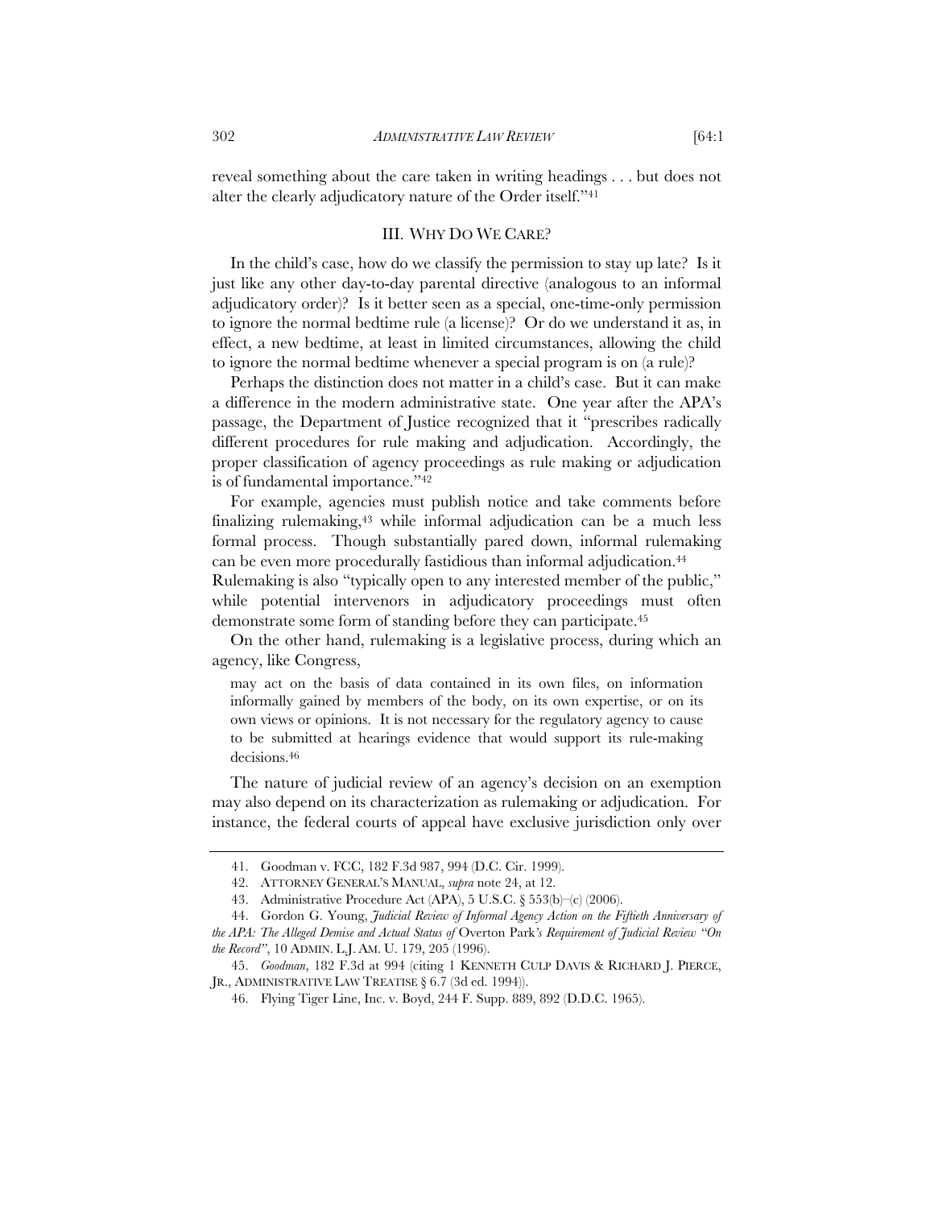reveal something about the care taken in writing headings . . . but does not alter the clearly adjudicatory nature of the Order itself."[41]

## III. WHY DO WE CARE?

In the child's case, how do we classify the permission to stay up late? Is it just like any other day-to-day parental directive (analogous to an informal adjudicatory order)? Is it better seen as a special, one-time-only permission to ignore the normal bedtime rule (a license)? Or do we understand it as, in effect, a new bedtime, at least in limited circumstances, allowing the child to ignore the normal bedtime whenever a special program is on (a rule)?

Perhaps the distinction does not matter in a child's case. But it can make a difference in the modern administrative state. One year after the APA's passage, the Department of Justice recognized that it "prescribes radically different procedures for rule making and adjudication. Accordingly, the proper classification of agency proceedings as rule making or adjudication is of fundamental importance."[42]

For example, agencies must publish notice and take comments before finalizing rulemaking,[43] while informal adjudication can be a much less formal process. Though substantially pared down, informal rulemaking can be even more procedurally fastidious than informal adjudication.[44] Rulemaking is also "typically open to any interested member of the public," while potential intervenors in adjudicatory proceedings must often demonstrate some form of standing before they can participate.[45]

On the other hand, rulemaking is a legislative process, during which an agency, like Congress,

> may act on the basis of data contained in its own files, on information informally gained by members of the body, on its own expertise, or on its own views or opinions. It is not necessary for the regulatory agency to cause to be submitted at hearings evidence that would support its rule-making decisions.[46]

The nature of judicial review of an agency's decision on an exemption may also depend on its characterization as rulemaking or adjudication. For instance, the federal courts of appeal have exclusive jurisdiction only over

---

41. Goodman v. FCC, 182 F.3d 987, 994 (D.C. Cir. 1999).

42. ATTORNEY GENERAL'S MANUAL, *supra* note 24, at 12.

43. Administrative Procedure Act (APA), 5 U.S.C. § 553(b)–(c) (2006).

44. Gordon G. Young, *Judicial Review of Informal Agency Action on the Fiftieth Anniversary of the APA: The Alleged Demise and Actual Status of* Overton Park*'s Requirement of Judicial Review "On the Record"*, 10 ADMIN. L.J. AM. U. 179, 205 (1996).

45. *Goodman*, 182 F.3d at 994 (citing 1 KENNETH CULP DAVIS & RICHARD J. PIERCE, JR., ADMINISTRATIVE LAW TREATISE § 6.7 (3d ed. 1994)).

46. Flying Tiger Line, Inc. v. Boyd, 244 F. Supp. 889, 892 (D.D.C. 1965).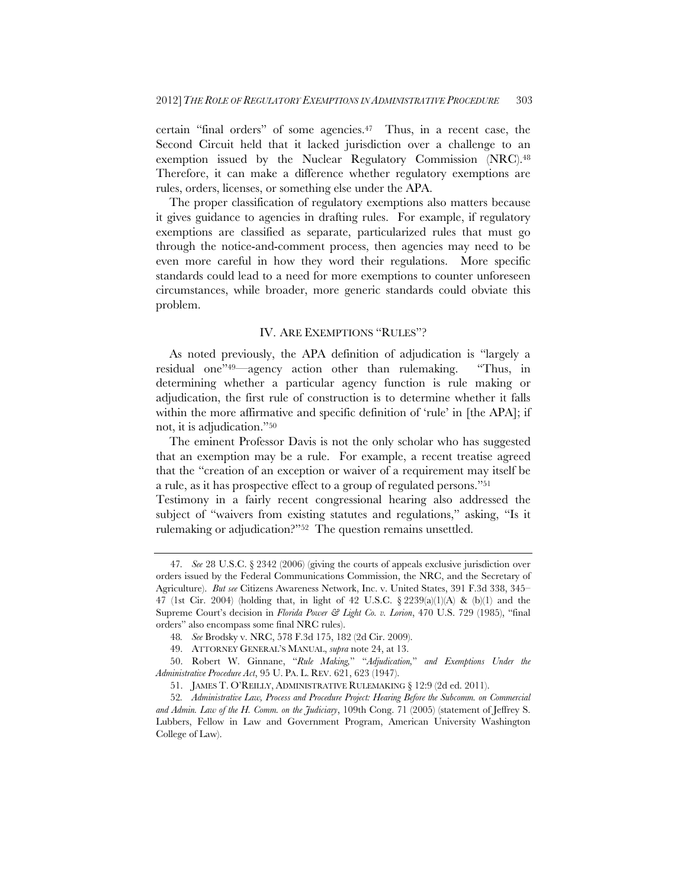certain "final orders" of some agencies.[47] Thus, in a recent case, the Second Circuit held that it lacked jurisdiction over a challenge to an exemption issued by the Nuclear Regulatory Commission (NRC).[48] Therefore, it can make a difference whether regulatory exemptions are rules, orders, licenses, or something else under the APA.

The proper classification of regulatory exemptions also matters because it gives guidance to agencies in drafting rules. For example, if regulatory exemptions are classified as separate, particularized rules that must go through the notice-and-comment process, then agencies may need to be even more careful in how they word their regulations. More specific standards could lead to a need for more exemptions to counter unforeseen circumstances, while broader, more generic standards could obviate this problem.

## IV. ARE EXEMPTIONS "RULES"?

As noted previously, the APA definition of adjudication is "largely a residual one"[49]—agency action other than rulemaking. "Thus, in determining whether a particular agency function is rule making or adjudication, the first rule of construction is to determine whether it falls within the more affirmative and specific definition of 'rule' in [the APA]; if not, it is adjudication."[50]

The eminent Professor Davis is not the only scholar who has suggested that an exemption may be a rule. For example, a recent treatise agreed that the "creation of an exception or waiver of a requirement may itself be a rule, as it has prospective effect to a group of regulated persons."[51] Testimony in a fairly recent congressional hearing also addressed the subject of "waivers from existing statutes and regulations," asking, "Is it rulemaking or adjudication?"[52] The question remains unsettled.

---

47. *See* 28 U.S.C. § 2342 (2006) (giving the courts of appeals exclusive jurisdiction over orders issued by the Federal Communications Commission, the NRC, and the Secretary of Agriculture). *But see* Citizens Awareness Network, Inc. v. United States, 391 F.3d 338, 345–47 (1st Cir. 2004) (holding that, in light of 42 U.S.C. § 2239(a)(1)(A) & (b)(1) and the Supreme Court's decision in *Florida Power & Light Co. v. Lorion*, 470 U.S. 729 (1985), "final orders" also encompass some final NRC rules).

48. *See* Brodsky v. NRC, 578 F.3d 175, 182 (2d Cir. 2009).

49. ATTORNEY GENERAL'S MANUAL, *supra* note 24, at 13.

50. Robert W. Ginnane, "*Rule Making*," "*Adjudication*," *and Exemptions Under the Administrative Procedure Act*, 95 U. PA. L. REV. 621, 623 (1947).

51. JAMES T. O'REILLY, ADMINISTRATIVE RULEMAKING § 12:9 (2d ed. 2011).

52. *Administrative Law, Process and Procedure Project: Hearing Before the Subcomm. on Commercial and Admin. Law of the H. Comm. on the Judiciary*, 109th Cong. 71 (2005) (statement of Jeffrey S. Lubbers, Fellow in Law and Government Program, American University Washington College of Law).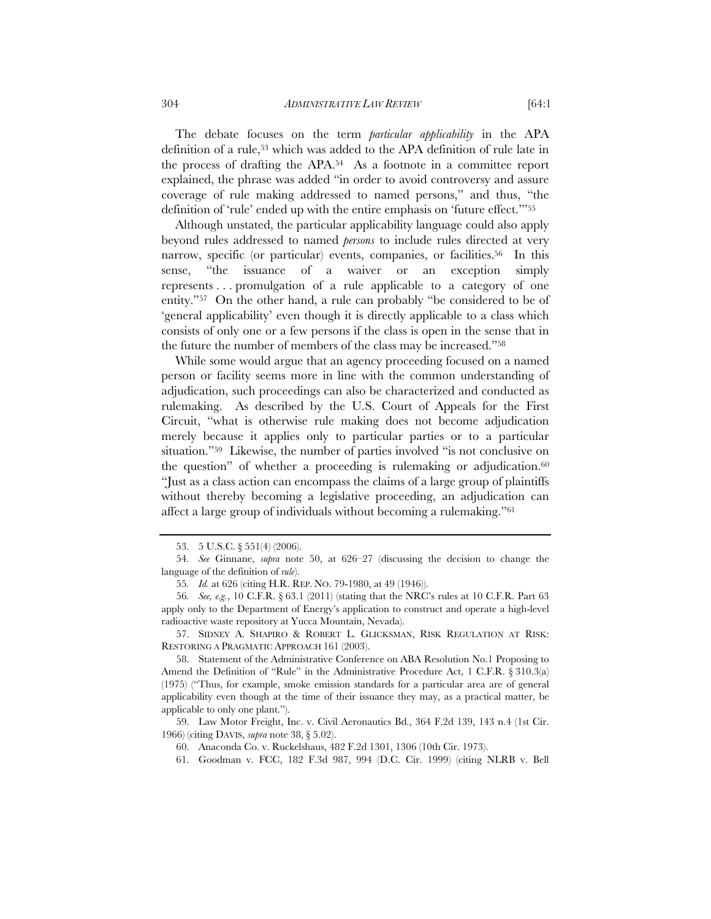The debate focuses on the term *particular applicability* in the APA definition of a rule,[53] which was added to the APA definition of rule late in the process of drafting the APA.[54] As a footnote in a committee report explained, the phrase was added "in order to avoid controversy and assure coverage of rule making addressed to named persons," and thus, "the definition of 'rule' ended up with the entire emphasis on 'future effect.'"[55]

Although unstated, the particular applicability language could also apply beyond rules addressed to named *persons* to include rules directed at very narrow, specific (or particular) events, companies, or facilities.[56] In this sense, "the issuance of a waiver or an exception simply represents . . . promulgation of a rule applicable to a category of one entity."[57] On the other hand, a rule can probably "be considered to be of 'general applicability' even though it is directly applicable to a class which consists of only one or a few persons if the class is open in the sense that in the future the number of members of the class may be increased."[58]

While some would argue that an agency proceeding focused on a named person or facility seems more in line with the common understanding of adjudication, such proceedings can also be characterized and conducted as rulemaking. As described by the U.S. Court of Appeals for the First Circuit, "what is otherwise rule making does not become adjudication merely because it applies only to particular parties or to a particular situation."[59] Likewise, the number of parties involved "is not conclusive on the question" of whether a proceeding is rulemaking or adjudication.[60] "Just as a class action can encompass the claims of a large group of plaintiffs without thereby becoming a legislative proceeding, an adjudication can affect a large group of individuals without becoming a rulemaking."[61]

---

53. 5 U.S.C. § 551(4) (2006).

54. *See* Ginnane, *supra* note 50, at 626–27 (discussing the decision to change the language of the definition of *rule*).

55. *Id.* at 626 (citing H.R. REP. NO. 79-1980, at 49 (1946)).

56. *See, e.g.*, 10 C.F.R. § 63.1 (2011) (stating that the NRC's rules at 10 C.F.R. Part 63 apply only to the Department of Energy's application to construct and operate a high-level radioactive waste repository at Yucca Mountain, Nevada).

57. SIDNEY A. SHAPIRO & ROBERT L. GLICKSMAN, RISK REGULATION AT RISK: RESTORING A PRAGMATIC APPROACH 161 (2003).

58. Statement of the Administrative Conference on ABA Resolution No.1 Proposing to Amend the Definition of "Rule" in the Administrative Procedure Act, 1 C.F.R. § 310.3(a) (1975) ("Thus, for example, smoke emission standards for a particular area are of general applicability even though at the time of their issuance they may, as a practical matter, be applicable to only one plant.").

59. Law Motor Freight, Inc. v. Civil Aeronautics Bd., 364 F.2d 139, 143 n.4 (1st Cir. 1966) (citing DAVIS, *supra* note 38, § 5.02).

60. Anaconda Co. v. Ruckelshaus, 482 F.2d 1301, 1306 (10th Cir. 1973).

61. Goodman v. FCC, 182 F.3d 987, 994 (D.C. Cir. 1999) (citing NLRB v. Bell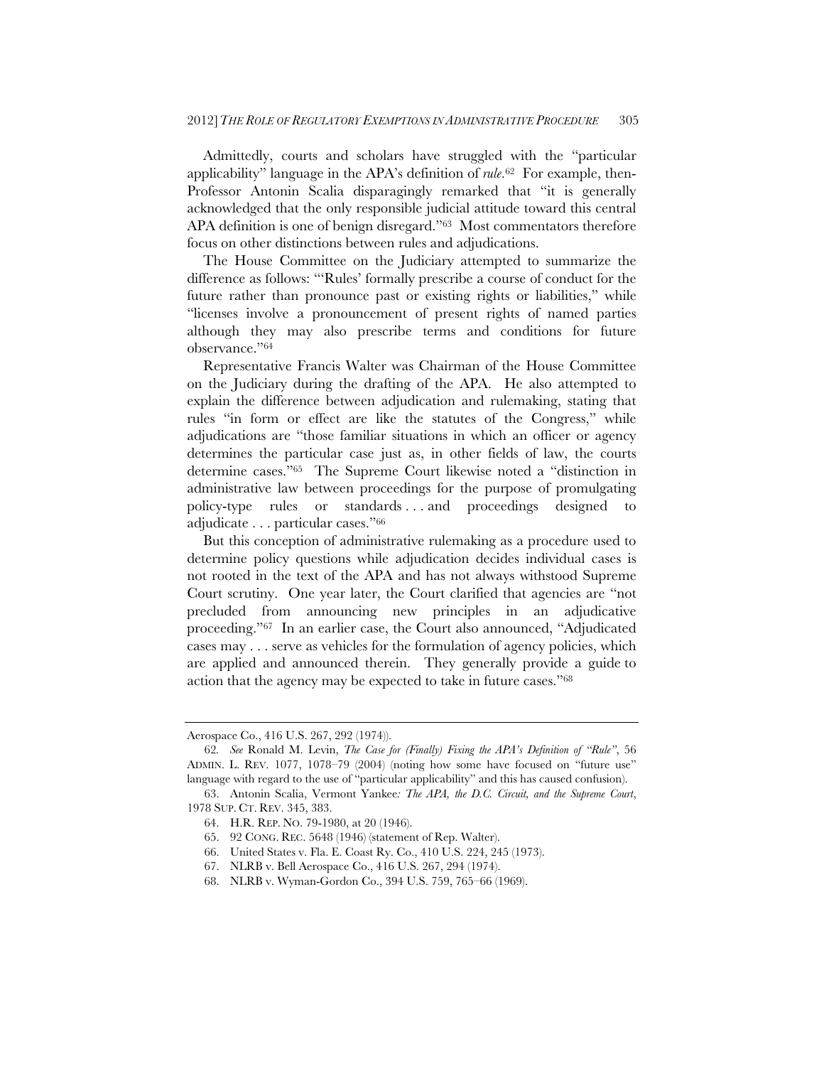Admittedly, courts and scholars have struggled with the "particular applicability" language in the APA's definition of *rule*.[62] For example, then-Professor Antonin Scalia disparagingly remarked that "it is generally acknowledged that the only responsible judicial attitude toward this central APA definition is one of benign disregard."[63] Most commentators therefore focus on other distinctions between rules and adjudications.

The House Committee on the Judiciary attempted to summarize the difference as follows: "'Rules' formally prescribe a course of conduct for the future rather than pronounce past or existing rights or liabilities," while "licenses involve a pronouncement of present rights of named parties although they may also prescribe terms and conditions for future observance."[64]

Representative Francis Walter was Chairman of the House Committee on the Judiciary during the drafting of the APA. He also attempted to explain the difference between adjudication and rulemaking, stating that rules "in form or effect are like the statutes of the Congress," while adjudications are "those familiar situations in which an officer or agency determines the particular case just as, in other fields of law, the courts determine cases."[65] The Supreme Court likewise noted a "distinction in administrative law between proceedings for the purpose of promulgating policy-type rules or standards . . . and proceedings designed to adjudicate . . . particular cases."[66]

But this conception of administrative rulemaking as a procedure used to determine policy questions while adjudication decides individual cases is not rooted in the text of the APA and has not always withstood Supreme Court scrutiny. One year later, the Court clarified that agencies are "not precluded from announcing new principles in an adjudicative proceeding."[67] In an earlier case, the Court also announced, "Adjudicated cases may . . . serve as vehicles for the formulation of agency policies, which are applied and announced therein. They generally provide a guide to action that the agency may be expected to take in future cases."[68]

---

Aerospace Co., 416 U.S. 267, 292 (1974)).

62. *See* Ronald M. Levin, *The Case for (Finally) Fixing the APA's Definition of "Rule"*, 56 ADMIN. L. REV. 1077, 1078–79 (2004) (noting how some have focused on "future use" language with regard to the use of "particular applicability" and this has caused confusion).

63. Antonin Scalia, Vermont Yankee*: The APA, the D.C. Circuit, and the Supreme Court*, 1978 SUP. CT. REV. 345, 383.

64. H.R. REP. NO. 79-1980, at 20 (1946).

65. 92 CONG. REC. 5648 (1946) (statement of Rep. Walter).

66. United States v. Fla. E. Coast Ry. Co., 410 U.S. 224, 245 (1973).

67. NLRB v. Bell Aerospace Co., 416 U.S. 267, 294 (1974).

68. NLRB v. Wyman-Gordon Co., 394 U.S. 759, 765–66 (1969).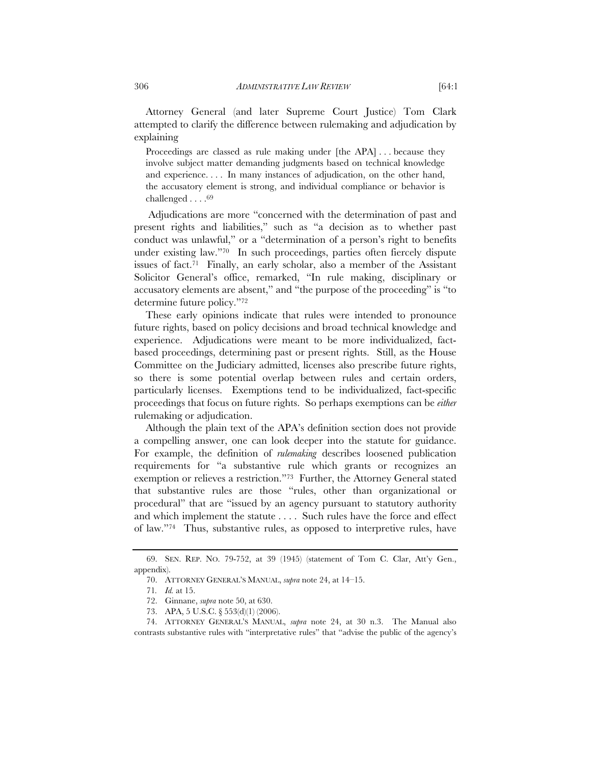Attorney General (and later Supreme Court Justice) Tom Clark attempted to clarify the difference between rulemaking and adjudication by explaining

> Proceedings are classed as rule making under [the APA] . . . because they involve subject matter demanding judgments based on technical knowledge and experience. . . . In many instances of adjudication, on the other hand, the accusatory element is strong, and individual compliance or behavior is challenged . . . .[69]

Adjudications are more "concerned with the determination of past and present rights and liabilities," such as "a decision as to whether past conduct was unlawful," or a "determination of a person's right to benefits under existing law."[70] In such proceedings, parties often fiercely dispute issues of fact.[71] Finally, an early scholar, also a member of the Assistant Solicitor General's office, remarked, "In rule making, disciplinary or accusatory elements are absent," and "the purpose of the proceeding" is "to determine future policy."[72]

These early opinions indicate that rules were intended to pronounce future rights, based on policy decisions and broad technical knowledge and experience. Adjudications were meant to be more individualized, fact-based proceedings, determining past or present rights. Still, as the House Committee on the Judiciary admitted, licenses also prescribe future rights, so there is some potential overlap between rules and certain orders, particularly licenses. Exemptions tend to be individualized, fact-specific proceedings that focus on future rights. So perhaps exemptions can be *either* rulemaking or adjudication.

Although the plain text of the APA's definition section does not provide a compelling answer, one can look deeper into the statute for guidance. For example, the definition of *rulemaking* describes loosened publication requirements for "a substantive rule which grants or recognizes an exemption or relieves a restriction."[73] Further, the Attorney General stated that substantive rules are those "rules, other than organizational or procedural" that are "issued by an agency pursuant to statutory authority and which implement the statute . . . . Such rules have the force and effect of law."[74] Thus, substantive rules, as opposed to interpretive rules, have

---

69. SEN. REP. NO. 79-752, at 39 (1945) (statement of Tom C. Clar, Att'y Gen., appendix).

70. ATTORNEY GENERAL'S MANUAL, *supra* note 24, at 14–15.

71. *Id.* at 15.

72. Ginnane, *supra* note 50, at 630.

73. APA, 5 U.S.C. § 553(d)(1) (2006).

74. ATTORNEY GENERAL'S MANUAL, *supra* note 24, at 30 n.3. The Manual also contrasts substantive rules with "interpretative rules" that "advise the public of the agency's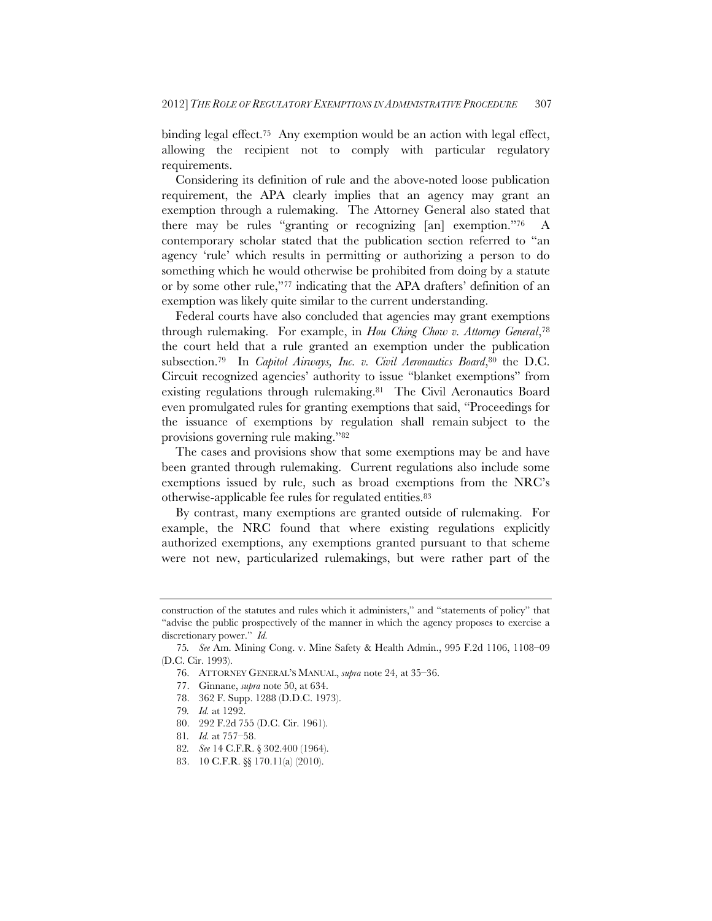binding legal effect.[75] Any exemption would be an action with legal effect, allowing the recipient not to comply with particular regulatory requirements.

Considering its definition of rule and the above-noted loose publication requirement, the APA clearly implies that an agency may grant an exemption through a rulemaking. The Attorney General also stated that there may be rules "granting or recognizing [an] exemption."[76] A contemporary scholar stated that the publication section referred to "an agency 'rule' which results in permitting or authorizing a person to do something which he would otherwise be prohibited from doing by a statute or by some other rule,"[77] indicating that the APA drafters' definition of an exemption was likely quite similar to the current understanding.

Federal courts have also concluded that agencies may grant exemptions through rulemaking. For example, in *Hou Ching Chow v. Attorney General*,[78] the court held that a rule granted an exemption under the publication subsection.[79] In *Capitol Airways, Inc. v. Civil Aeronautics Board*,[80] the D.C. Circuit recognized agencies' authority to issue "blanket exemptions" from existing regulations through rulemaking.[81] The Civil Aeronautics Board even promulgated rules for granting exemptions that said, "Proceedings for the issuance of exemptions by regulation shall remain subject to the provisions governing rule making."[82]

The cases and provisions show that some exemptions may be and have been granted through rulemaking. Current regulations also include some exemptions issued by rule, such as broad exemptions from the NRC's otherwise-applicable fee rules for regulated entities.[83]

By contrast, many exemptions are granted outside of rulemaking. For example, the NRC found that where existing regulations explicitly authorized exemptions, any exemptions granted pursuant to that scheme were not new, particularized rulemakings, but were rather part of the

---

construction of the statutes and rules which it administers," and "statements of policy" that "advise the public prospectively of the manner in which the agency proposes to exercise a discretionary power." *Id.*

75. *See* Am. Mining Cong. v. Mine Safety & Health Admin., 995 F.2d 1106, 1108–09 (D.C. Cir. 1993).

76. ATTORNEY GENERAL'S MANUAL, *supra* note 24, at 35–36.

77. Ginnane, *supra* note 50, at 634.

78. 362 F. Supp. 1288 (D.D.C. 1973).

79. *Id.* at 1292.

80. 292 F.2d 755 (D.C. Cir. 1961).

81. *Id.* at 757–58.

82. *See* 14 C.F.R. § 302.400 (1964).

83. 10 C.F.R. §§ 170.11(a) (2010).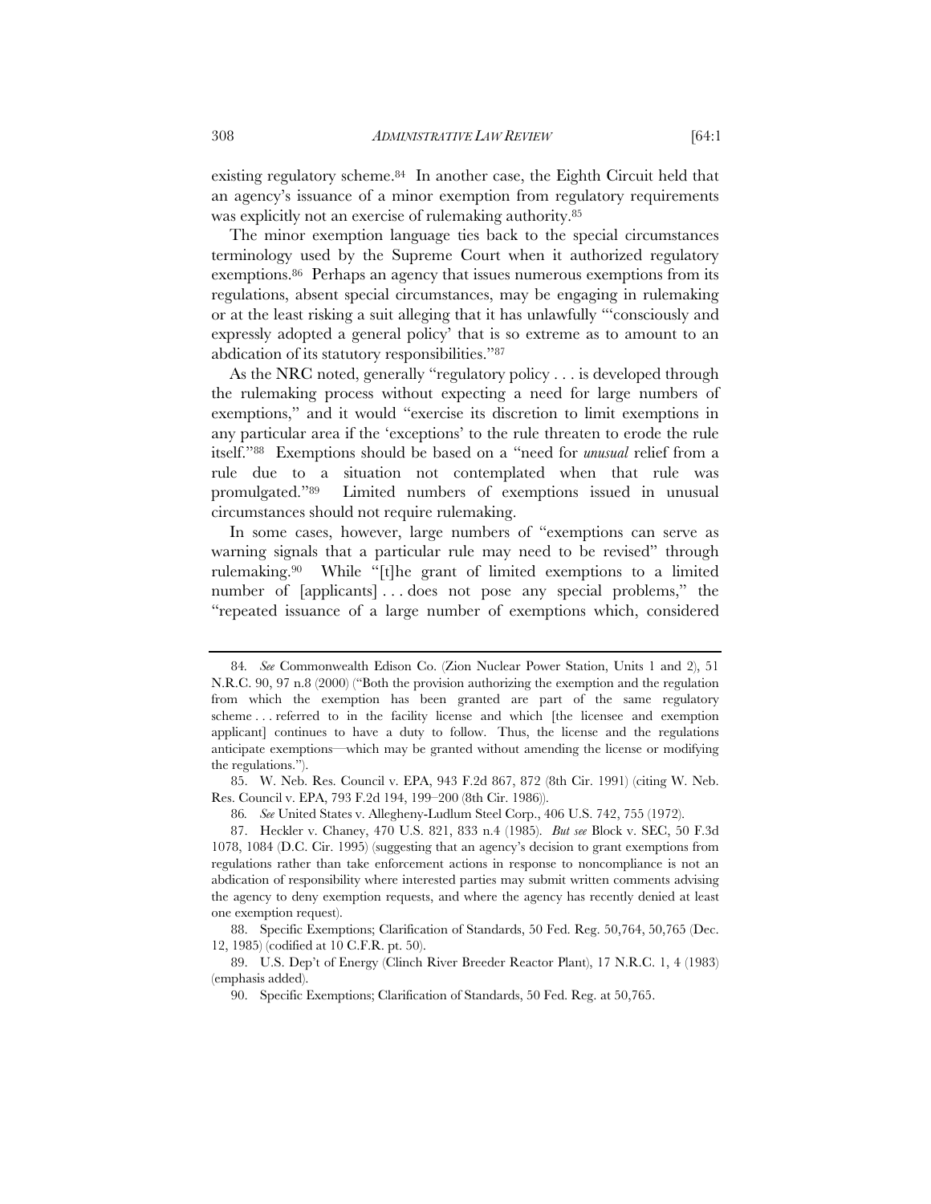existing regulatory scheme.[84] In another case, the Eighth Circuit held that an agency's issuance of a minor exemption from regulatory requirements was explicitly not an exercise of rulemaking authority.[85]

The minor exemption language ties back to the special circumstances terminology used by the Supreme Court when it authorized regulatory exemptions.[86] Perhaps an agency that issues numerous exemptions from its regulations, absent special circumstances, may be engaging in rulemaking or at the least risking a suit alleging that it has unlawfully "'consciously and expressly adopted a general policy' that is so extreme as to amount to an abdication of its statutory responsibilities."[87]

As the NRC noted, generally "regulatory policy . . . is developed through the rulemaking process without expecting a need for large numbers of exemptions," and it would "exercise its discretion to limit exemptions in any particular area if the 'exceptions' to the rule threaten to erode the rule itself."[88] Exemptions should be based on a "need for *unusual* relief from a rule due to a situation not contemplated when that rule was promulgated."[89] Limited numbers of exemptions issued in unusual circumstances should not require rulemaking.

In some cases, however, large numbers of "exemptions can serve as warning signals that a particular rule may need to be revised" through rulemaking.[90] While "[t]he grant of limited exemptions to a limited number of [applicants] . . . does not pose any special problems," the "repeated issuance of a large number of exemptions which, considered

---

84. *See* Commonwealth Edison Co. (Zion Nuclear Power Station, Units 1 and 2), 51 N.R.C. 90, 97 n.8 (2000) ("Both the provision authorizing the exemption and the regulation from which the exemption has been granted are part of the same regulatory scheme . . . referred to in the facility license and which [the licensee and exemption applicant] continues to have a duty to follow. Thus, the license and the regulations anticipate exemptions—which may be granted without amending the license or modifying the regulations.").

85. W. Neb. Res. Council v. EPA, 943 F.2d 867, 872 (8th Cir. 1991) (citing W. Neb. Res. Council v. EPA, 793 F.2d 194, 199–200 (8th Cir. 1986)).

86. *See* United States v. Allegheny-Ludlum Steel Corp., 406 U.S. 742, 755 (1972).

87. Heckler v. Chaney, 470 U.S. 821, 833 n.4 (1985). *But see* Block v. SEC, 50 F.3d 1078, 1084 (D.C. Cir. 1995) (suggesting that an agency's decision to grant exemptions from regulations rather than take enforcement actions in response to noncompliance is not an abdication of responsibility where interested parties may submit written comments advising the agency to deny exemption requests, and where the agency has recently denied at least one exemption request).

88. Specific Exemptions; Clarification of Standards, 50 Fed. Reg. 50,764, 50,765 (Dec. 12, 1985) (codified at 10 C.F.R. pt. 50).

89. U.S. Dep't of Energy (Clinch River Breeder Reactor Plant), 17 N.R.C. 1, 4 (1983) (emphasis added).

90. Specific Exemptions; Clarification of Standards, 50 Fed. Reg. at 50,765.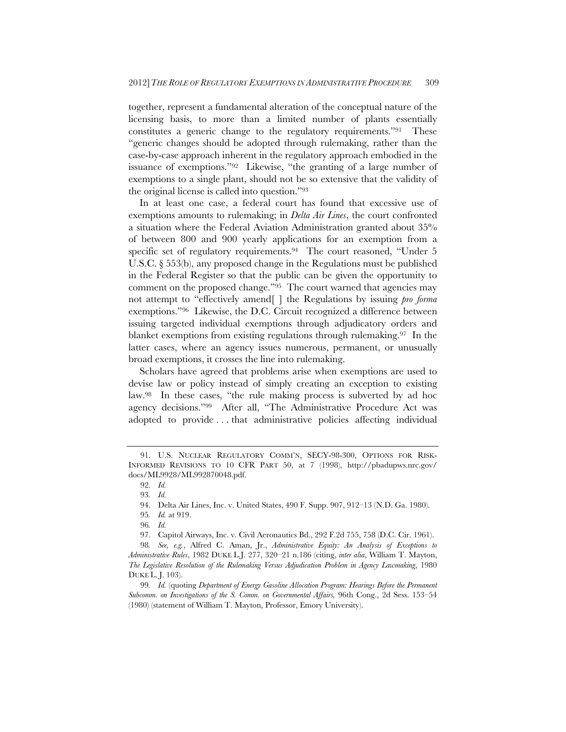together, represent a fundamental alteration of the conceptual nature of the licensing basis, to more than a limited number of plants essentially constitutes a generic change to the regulatory requirements."[91] These "generic changes should be adopted through rulemaking, rather than the case-by-case approach inherent in the regulatory approach embodied in the issuance of exemptions."[92] Likewise, "the granting of a large number of exemptions to a single plant, should not be so extensive that the validity of the original license is called into question."[93]

In at least one case, a federal court has found that excessive use of exemptions amounts to rulemaking; in *Delta Air Lines*, the court confronted a situation where the Federal Aviation Administration granted about 35% of between 800 and 900 yearly applications for an exemption from a specific set of regulatory requirements.[94] The court reasoned, "Under 5 U.S.C. § 553(b), any proposed change in the Regulations must be published in the Federal Register so that the public can be given the opportunity to comment on the proposed change."[95] The court warned that agencies may not attempt to "effectively amend[ ] the Regulations by issuing *pro forma* exemptions."[96] Likewise, the D.C. Circuit recognized a difference between issuing targeted individual exemptions through adjudicatory orders and blanket exemptions from existing regulations through rulemaking.[97] In the latter cases, where an agency issues numerous, permanent, or unusually broad exemptions, it crosses the line into rulemaking.

Scholars have agreed that problems arise when exemptions are used to devise law or policy instead of simply creating an exception to existing law.[98] In these cases, "the rule making process is subverted by ad hoc agency decisions."[99] After all, "The Administrative Procedure Act was adopted to provide . . . that administrative policies affecting individual

---

91. U.S. NUCLEAR REGULATORY COMM'N, SECY-98-300, OPTIONS FOR RISK-INFORMED REVISIONS TO 10 CFR PART 50, at 7 (1998), http://pbadupws.nrc.gov/docs/ML9928/ML992870048.pdf.

92. *Id.*

93. *Id.*

94. Delta Air Lines, Inc. v. United States, 490 F. Supp. 907, 912–13 (N.D. Ga. 1980).

95. *Id.* at 919.

96. *Id.*

97. Capitol Airways, Inc. v. Civil Aeronautics Bd., 292 F.2d 755, 758 (D.C. Cir. 1961).

98. *See, e.g.*, Alfred C. Aman, Jr., *Administrative Equity: An Analysis of Exceptions to Administrative Rules*, 1982 DUKE L.J. 277, 320–21 n.186 (citing, *inter alia*, William T. Mayton, *The Legislative Resolution of the Rulemaking Versus Adjudication Problem in Agency Lawmaking*, 1980 DUKE L. J. 103).

99. *Id.* (quoting *Department of Energy Gasoline Allocation Program: Hearings Before the Permanent Subcomm. on Investigations of the S. Comm. on Governmental Affairs*, 96th Cong., 2d Sess. 153–54 (1980) (statement of William T. Mayton, Professor, Emory University).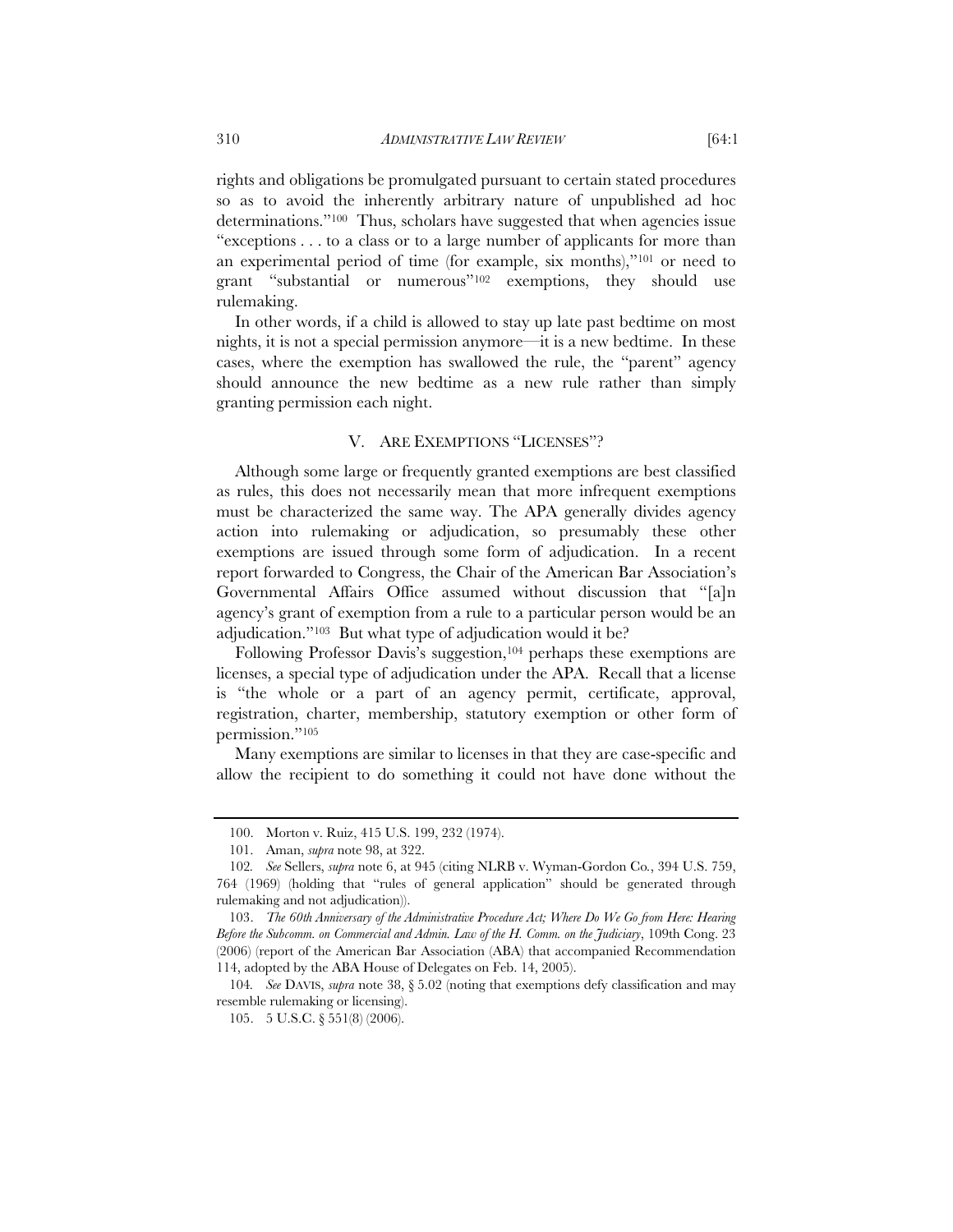rights and obligations be promulgated pursuant to certain stated procedures so as to avoid the inherently arbitrary nature of unpublished ad hoc determinations."[100] Thus, scholars have suggested that when agencies issue "exceptions . . . to a class or to a large number of applicants for more than an experimental period of time (for example, six months),"[101] or need to grant "substantial or numerous"[102] exemptions, they should use rulemaking.

In other words, if a child is allowed to stay up late past bedtime on most nights, it is not a special permission anymore—it is a new bedtime. In these cases, where the exemption has swallowed the rule, the "parent" agency should announce the new bedtime as a new rule rather than simply granting permission each night.

## V. ARE EXEMPTIONS "LICENSES"?

Although some large or frequently granted exemptions are best classified as rules, this does not necessarily mean that more infrequent exemptions must be characterized the same way. The APA generally divides agency action into rulemaking or adjudication, so presumably these other exemptions are issued through some form of adjudication. In a recent report forwarded to Congress, the Chair of the American Bar Association's Governmental Affairs Office assumed without discussion that "[a]n agency's grant of exemption from a rule to a particular person would be an adjudication."[103] But what type of adjudication would it be?

Following Professor Davis's suggestion,[104] perhaps these exemptions are licenses, a special type of adjudication under the APA. Recall that a license is "the whole or a part of an agency permit, certificate, approval, registration, charter, membership, statutory exemption or other form of permission."[105]

Many exemptions are similar to licenses in that they are case-specific and allow the recipient to do something it could not have done without the

---

100. Morton v. Ruiz, 415 U.S. 199, 232 (1974).

101. Aman, *supra* note 98, at 322.

102. *See* Sellers, *supra* note 6, at 945 (citing NLRB v. Wyman-Gordon Co., 394 U.S. 759, 764 (1969) (holding that "rules of general application" should be generated through rulemaking and not adjudication)).

103. *The 60th Anniversary of the Administrative Procedure Act; Where Do We Go from Here: Hearing Before the Subcomm. on Commercial and Admin. Law of the H. Comm. on the Judiciary*, 109th Cong. 23 (2006) (report of the American Bar Association (ABA) that accompanied Recommendation 114, adopted by the ABA House of Delegates on Feb. 14, 2005).

104. *See* DAVIS, *supra* note 38, § 5.02 (noting that exemptions defy classification and may resemble rulemaking or licensing).

105. 5 U.S.C. § 551(8) (2006).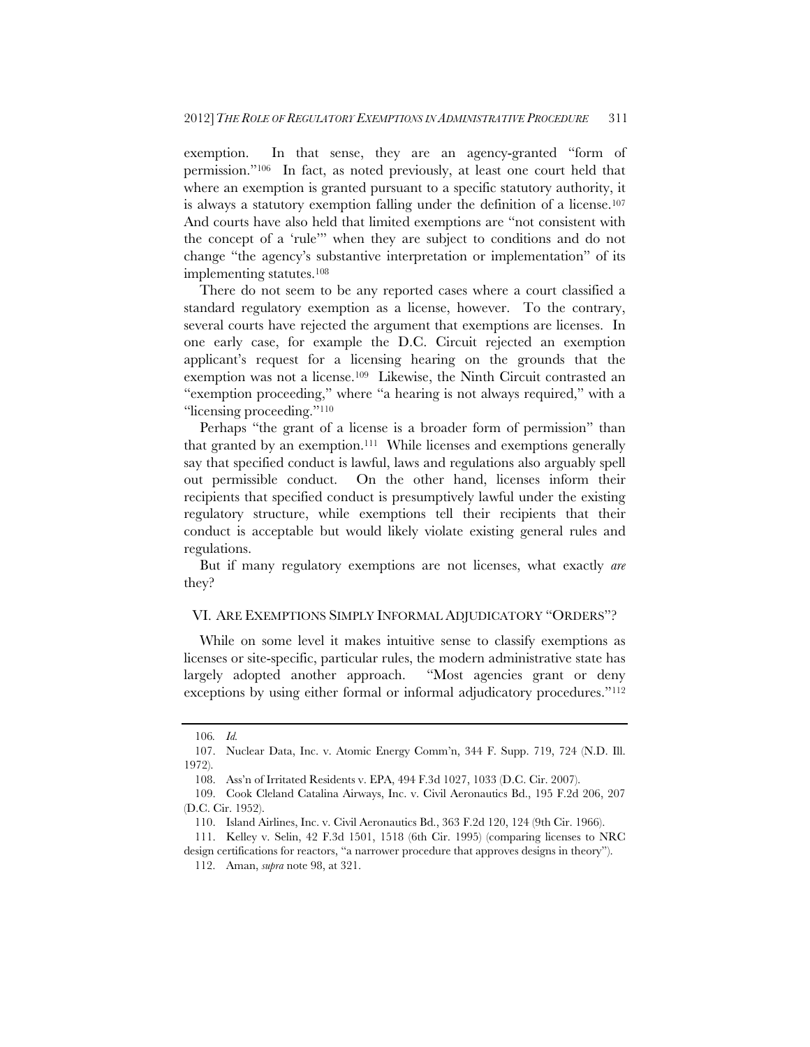exemption. In that sense, they are an agency-granted "form of permission."[106] In fact, as noted previously, at least one court held that where an exemption is granted pursuant to a specific statutory authority, it is always a statutory exemption falling under the definition of a license.[107] And courts have also held that limited exemptions are "not consistent with the concept of a 'rule'" when they are subject to conditions and do not change "the agency's substantive interpretation or implementation" of its implementing statutes.[108]

There do not seem to be any reported cases where a court classified a standard regulatory exemption as a license, however. To the contrary, several courts have rejected the argument that exemptions are licenses. In one early case, for example the D.C. Circuit rejected an exemption applicant's request for a licensing hearing on the grounds that the exemption was not a license.[109] Likewise, the Ninth Circuit contrasted an "exemption proceeding," where "a hearing is not always required," with a "licensing proceeding."[110]

Perhaps "the grant of a license is a broader form of permission" than that granted by an exemption.[111] While licenses and exemptions generally say that specified conduct is lawful, laws and regulations also arguably spell out permissible conduct. On the other hand, licenses inform their recipients that specified conduct is presumptively lawful under the existing regulatory structure, while exemptions tell their recipients that their conduct is acceptable but would likely violate existing general rules and regulations.

But if many regulatory exemptions are not licenses, what exactly *are* they?

## VI. ARE EXEMPTIONS SIMPLY INFORMAL ADJUDICATORY "ORDERS"?

While on some level it makes intuitive sense to classify exemptions as licenses or site-specific, particular rules, the modern administrative state has largely adopted another approach. "Most agencies grant or deny exceptions by using either formal or informal adjudicatory procedures."[112]

---

106. *Id.*

107. Nuclear Data, Inc. v. Atomic Energy Comm'n, 344 F. Supp. 719, 724 (N.D. Ill. 1972).

108. Ass'n of Irritated Residents v. EPA, 494 F.3d 1027, 1033 (D.C. Cir. 2007).

109. Cook Cleland Catalina Airways, Inc. v. Civil Aeronautics Bd., 195 F.2d 206, 207 (D.C. Cir. 1952).

110. Island Airlines, Inc. v. Civil Aeronautics Bd., 363 F.2d 120, 124 (9th Cir. 1966).

111. Kelley v. Selin, 42 F.3d 1501, 1518 (6th Cir. 1995) (comparing licenses to NRC design certifications for reactors, "a narrower procedure that approves designs in theory").

112. Aman, *supra* note 98, at 321.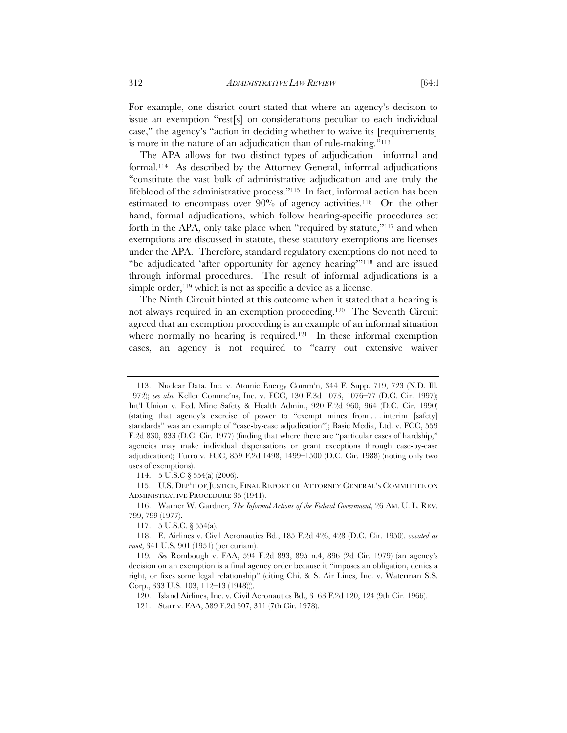For example, one district court stated that where an agency's decision to issue an exemption "rest[s] on considerations peculiar to each individual case," the agency's "action in deciding whether to waive its [requirements] is more in the nature of an adjudication than of rule-making."[113]

The APA allows for two distinct types of adjudication—informal and formal.[114] As described by the Attorney General, informal adjudications "constitute the vast bulk of administrative adjudication and are truly the lifeblood of the administrative process."[115] In fact, informal action has been estimated to encompass over 90% of agency activities.[116] On the other hand, formal adjudications, which follow hearing-specific procedures set forth in the APA, only take place when "required by statute,"[117] and when exemptions are discussed in statute, these statutory exemptions are licenses under the APA. Therefore, standard regulatory exemptions do not need to "be adjudicated 'after opportunity for agency hearing'"[118] and are issued through informal procedures. The result of informal adjudications is a simple order,[119] which is not as specific a device as a license.

The Ninth Circuit hinted at this outcome when it stated that a hearing is not always required in an exemption proceeding.[120] The Seventh Circuit agreed that an exemption proceeding is an example of an informal situation where normally no hearing is required.[121] In these informal exemption cases, an agency is not required to "carry out extensive waiver

---

113. Nuclear Data, Inc. v. Atomic Energy Comm'n, 344 F. Supp. 719, 723 (N.D. Ill. 1972); *see also* Keller Commc'ns, Inc. v. FCC, 130 F.3d 1073, 1076–77 (D.C. Cir. 1997); Int'l Union v. Fed. Mine Safety & Health Admin., 920 F.2d 960, 964 (D.C. Cir. 1990) (stating that agency's exercise of power to "exempt mines from . . . interim [safety] standards" was an example of "case-by-case adjudication"); Basic Media, Ltd. v. FCC, 559 F.2d 830, 833 (D.C. Cir. 1977) (finding that where there are "particular cases of hardship," agencies may make individual dispensations or grant exceptions through case-by-case adjudication); Turro v. FCC, 859 F.2d 1498, 1499–1500 (D.C. Cir. 1988) (noting only two uses of exemptions).

114. 5 U.S.C § 554(a) (2006).

115. U.S. DEP'T OF JUSTICE, FINAL REPORT OF ATTORNEY GENERAL'S COMMITTEE ON ADMINISTRATIVE PROCEDURE 35 (1941).

116. Warner W. Gardner, *The Informal Actions of the Federal Government*, 26 AM. U. L. REV. 799, 799 (1977).

117. 5 U.S.C. § 554(a).

118. E. Airlines v. Civil Aeronautics Bd., 185 F.2d 426, 428 (D.C. Cir. 1950), *vacated as moot*, 341 U.S. 901 (1951) (per curiam).

119. *See* Rombough v. FAA, 594 F.2d 893, 895 n.4, 896 (2d Cir. 1979) (an agency's decision on an exemption is a final agency order because it "imposes an obligation, denies a right, or fixes some legal relationship" (citing Chi. & S. Air Lines, Inc. v. Waterman S.S. Corp., 333 U.S. 103, 112–13 (1948))).

120. Island Airlines, Inc. v. Civil Aeronautics Bd., 3 63 F.2d 120, 124 (9th Cir. 1966).

121. Starr v. FAA, 589 F.2d 307, 311 (7th Cir. 1978).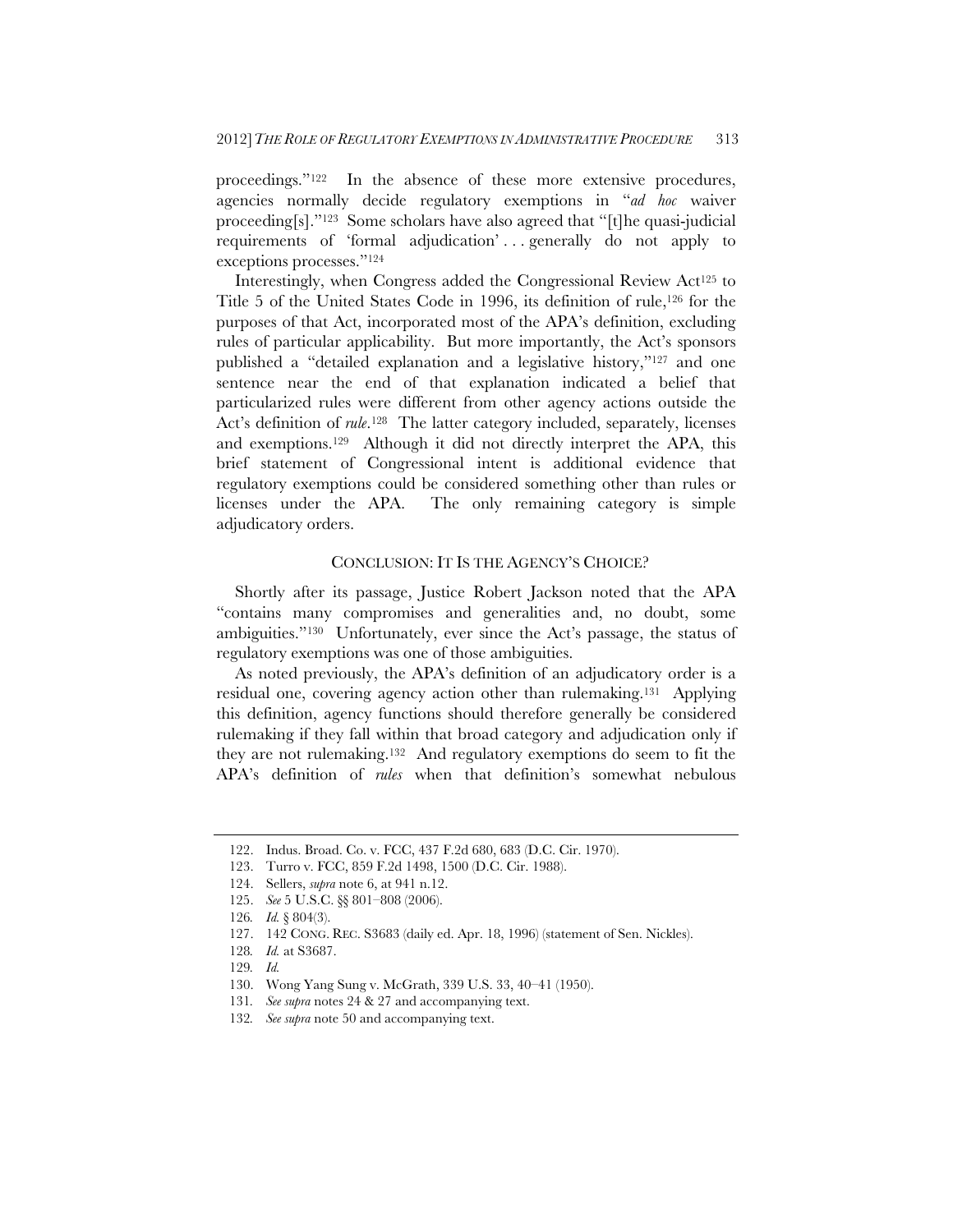proceedings."[122] In the absence of these more extensive procedures, agencies normally decide regulatory exemptions in "*ad hoc* waiver proceeding[s]."[123] Some scholars have also agreed that "[t]he quasi-judicial requirements of 'formal adjudication' . . . generally do not apply to exceptions processes."[124]

Interestingly, when Congress added the Congressional Review Act[125] to Title 5 of the United States Code in 1996, its definition of rule,[126] for the purposes of that Act, incorporated most of the APA's definition, excluding rules of particular applicability. But more importantly, the Act's sponsors published a "detailed explanation and a legislative history,"[127] and one sentence near the end of that explanation indicated a belief that particularized rules were different from other agency actions outside the Act's definition of *rule*.[128] The latter category included, separately, licenses and exemptions.[129] Although it did not directly interpret the APA, this brief statement of Congressional intent is additional evidence that regulatory exemptions could be considered something other than rules or licenses under the APA. The only remaining category is simple adjudicatory orders.

## CONCLUSION: IT IS THE AGENCY'S CHOICE?

Shortly after its passage, Justice Robert Jackson noted that the APA "contains many compromises and generalities and, no doubt, some ambiguities."[130] Unfortunately, ever since the Act's passage, the status of regulatory exemptions was one of those ambiguities.

As noted previously, the APA's definition of an adjudicatory order is a residual one, covering agency action other than rulemaking.[131] Applying this definition, agency functions should therefore generally be considered rulemaking if they fall within that broad category and adjudication only if they are not rulemaking.[132] And regulatory exemptions do seem to fit the APA's definition of *rules* when that definition's somewhat nebulous

---

122. Indus. Broad. Co. v. FCC, 437 F.2d 680, 683 (D.C. Cir. 1970).

123. Turro v. FCC, 859 F.2d 1498, 1500 (D.C. Cir. 1988).

124. Sellers, *supra* note 6, at 941 n.12.

125. *See* 5 U.S.C. §§ 801–808 (2006).

126. *Id.* § 804(3).

127. 142 CONG. REC. S3683 (daily ed. Apr. 18, 1996) (statement of Sen. Nickles).

128. *Id.* at S3687.

129. *Id.*

130. Wong Yang Sung v. McGrath, 339 U.S. 33, 40–41 (1950).

131. *See supra* notes 24 & 27 and accompanying text.

132. *See supra* note 50 and accompanying text.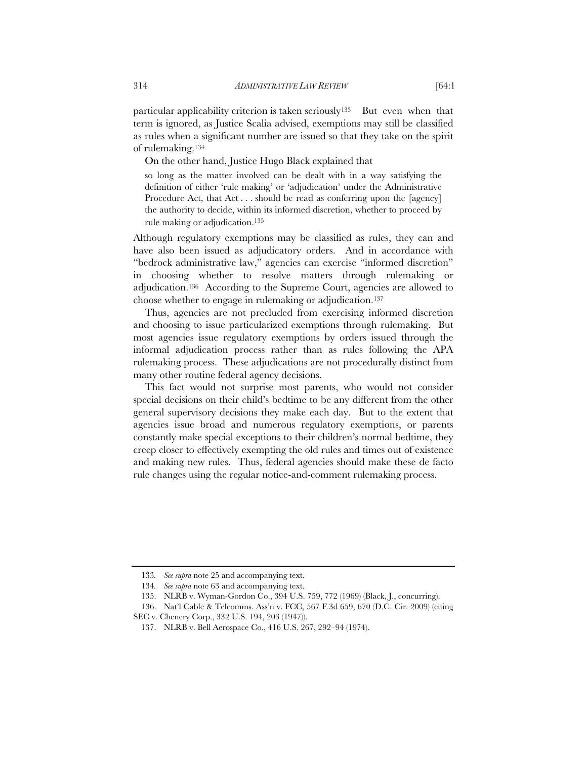particular applicability criterion is taken seriously[133] But even when that term is ignored, as Justice Scalia advised, exemptions may still be classified as rules when a significant number are issued so that they take on the spirit of rulemaking.[134]

On the other hand, Justice Hugo Black explained that

> so long as the matter involved can be dealt with in a way satisfying the definition of either 'rule making' or 'adjudication' under the Administrative Procedure Act, that Act . . . should be read as conferring upon the [agency] the authority to decide, within its informed discretion, whether to proceed by rule making or adjudication.[135]

Although regulatory exemptions may be classified as rules, they can and have also been issued as adjudicatory orders. And in accordance with "bedrock administrative law," agencies can exercise "informed discretion" in choosing whether to resolve matters through rulemaking or adjudication.[136] According to the Supreme Court, agencies are allowed to choose whether to engage in rulemaking or adjudication.[137]

Thus, agencies are not precluded from exercising informed discretion and choosing to issue particularized exemptions through rulemaking. But most agencies issue regulatory exemptions by orders issued through the informal adjudication process rather than as rules following the APA rulemaking process. These adjudications are not procedurally distinct from many other routine federal agency decisions.

This fact would not surprise most parents, who would not consider special decisions on their child's bedtime to be any different from the other general supervisory decisions they make each day. But to the extent that agencies issue broad and numerous regulatory exemptions, or parents constantly make special exceptions to their children's normal bedtime, they creep closer to effectively exempting the old rules and times out of existence and making new rules. Thus, federal agencies should make these de facto rule changes using the regular notice-and-comment rulemaking process.

---

133. *See supra* note 25 and accompanying text.

134. *See supra* note 63 and accompanying text.

135. NLRB v. Wyman-Gordon Co., 394 U.S. 759, 772 (1969) (Black, J., concurring).

136. Nat'l Cable & Telcomms. Ass'n v. FCC, 567 F.3d 659, 670 (D.C. Cir. 2009) (citing SEC v. Chenery Corp., 332 U.S. 194, 203 (1947)).

137. NLRB v. Bell Aerospace Co., 416 U.S. 267, 292–94 (1974).